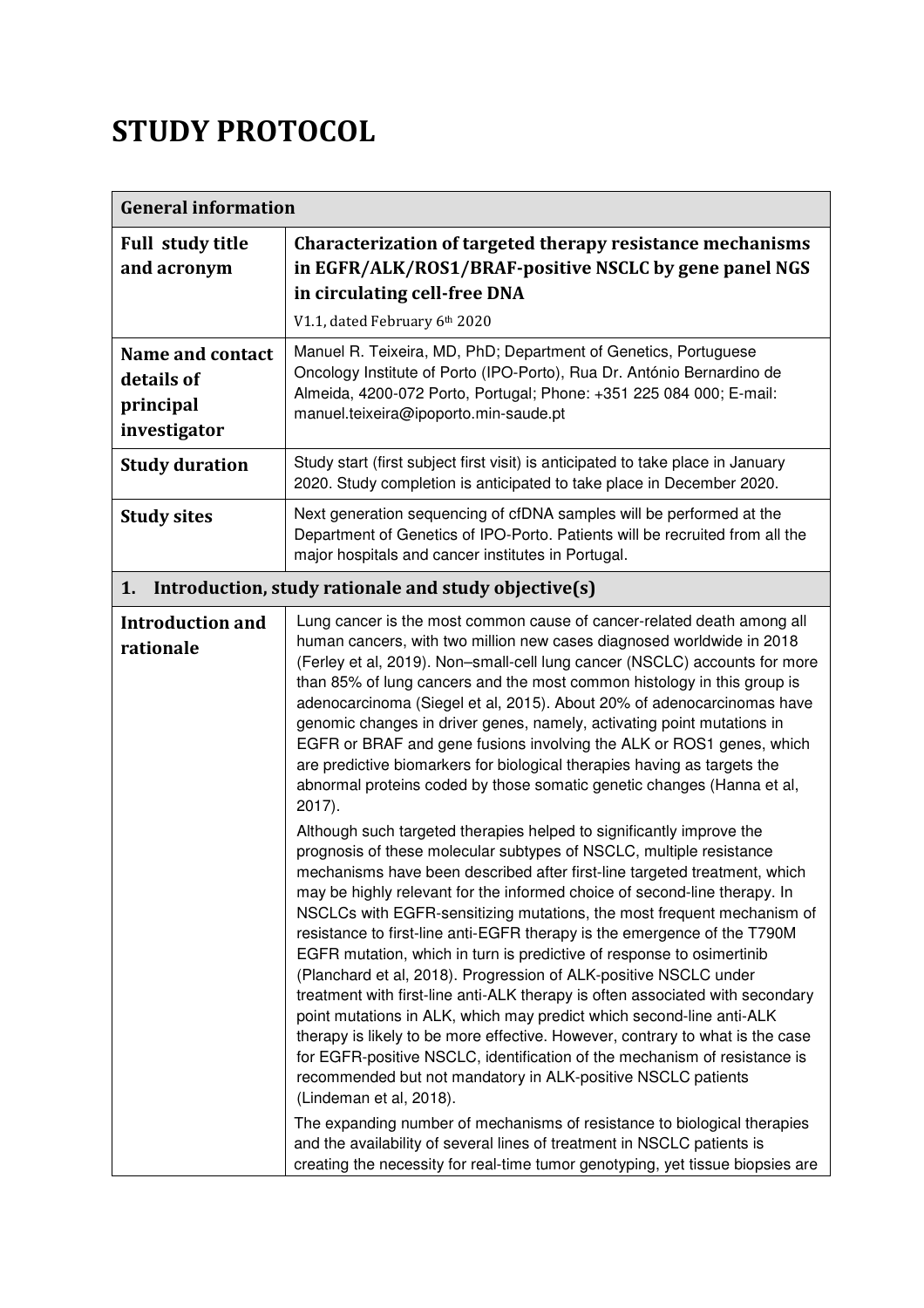# STUDY PROTOCOL

| General information | |
|---|---|
| **Full study title and acronym** | **Characterization of targeted therapy resistance mechanisms in EGFR/ALK/ROS1/BRAF-positive NSCLC by gene panel NGS in circulating cell-free DNA**<br>V1.1, dated February 6th 2020 |
| **Name and contact details of principal investigator** | Manuel R. Teixeira, MD, PhD; Department of Genetics, Portuguese Oncology Institute of Porto (IPO-Porto), Rua Dr. António Bernardino de Almeida, 4200-072 Porto, Portugal; Phone: +351 225 084 000; E-mail: manuel.teixeira@ipoporto.min-saude.pt |
| **Study duration** | Study start (first subject first visit) is anticipated to take place in January 2020. Study completion is anticipated to take place in December 2020. |
| **Study sites** | Next generation sequencing of cfDNA samples will be performed at the Department of Genetics of IPO-Porto. Patients will be recruited from all the major hospitals and cancer institutes in Portugal. |
| **1. Introduction, study rationale and study objective(s)** | |
| **Introduction and rationale** | Lung cancer is the most common cause of cancer-related death among all human cancers, with two million new cases diagnosed worldwide in 2018 (Ferley et al, 2019). Non–small-cell lung cancer (NSCLC) accounts for more than 85% of lung cancers and the most common histology in this group is adenocarcinoma (Siegel et al, 2015). About 20% of adenocarcinomas have genomic changes in driver genes, namely, activating point mutations in EGFR or BRAF and gene fusions involving the ALK or ROS1 genes, which are predictive biomarkers for biological therapies having as targets the abnormal proteins coded by those somatic genetic changes (Hanna et al, 2017).<br><br>Although such targeted therapies helped to significantly improve the prognosis of these molecular subtypes of NSCLC, multiple resistance mechanisms have been described after first-line targeted treatment, which may be highly relevant for the informed choice of second-line therapy. In NSCLCs with EGFR-sensitizing mutations, the most frequent mechanism of resistance to first-line anti-EGFR therapy is the emergence of the T790M EGFR mutation, which in turn is predictive of response to osimertinib (Planchard et al, 2018). Progression of ALK-positive NSCLC under treatment with first-line anti-ALK therapy is often associated with secondary point mutations in ALK, which may predict which second-line anti-ALK therapy is likely to be more effective. However, contrary to what is the case for EGFR-positive NSCLC, identification of the mechanism of resistance is recommended but not mandatory in ALK-positive NSCLC patients (Lindeman et al, 2018).<br><br>The expanding number of mechanisms of resistance to biological therapies and the availability of several lines of treatment in NSCLC patients is creating the necessity for real-time tumor genotyping, yet tissue biopsies are |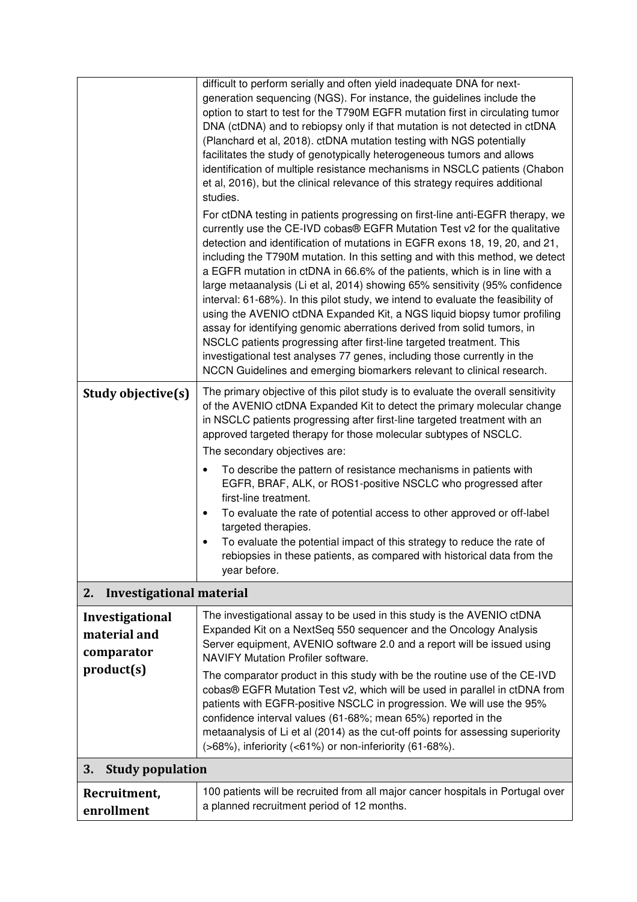| | |
|---|---|
| | difficult to perform serially and often yield inadequate DNA for next-generation sequencing (NGS). For instance, the guidelines include the option to start to test for the T790M EGFR mutation first in circulating tumor DNA (ctDNA) and to rebiopsy only if that mutation is not detected in ctDNA (Planchard et al, 2018). ctDNA mutation testing with NGS potentially facilitates the study of genotypically heterogeneous tumors and allows identification of multiple resistance mechanisms in NSCLC patients (Chabon et al, 2016), but the clinical relevance of this strategy requires additional studies.<br><br>For ctDNA testing in patients progressing on first-line anti-EGFR therapy, we currently use the CE-IVD cobas® EGFR Mutation Test v2 for the qualitative detection and identification of mutations in EGFR exons 18, 19, 20, and 21, including the T790M mutation. In this setting and with this method, we detect a EGFR mutation in ctDNA in 66.6% of the patients, which is in line with a large metaanalysis (Li et al, 2014) showing 65% sensitivity (95% confidence interval: 61-68%). In this pilot study, we intend to evaluate the feasibility of using the AVENIO ctDNA Expanded Kit, a NGS liquid biopsy tumor profiling assay for identifying genomic aberrations derived from solid tumors, in NSCLC patients progressing after first-line targeted treatment. This investigational test analyses 77 genes, including those currently in the NCCN Guidelines and emerging biomarkers relevant to clinical research. |
| **Study objective(s)** | The primary objective of this pilot study is to evaluate the overall sensitivity of the AVENIO ctDNA Expanded Kit to detect the primary molecular change in NSCLC patients progressing after first-line targeted treatment with an approved targeted therapy for those molecular subtypes of NSCLC.<br><br>The secondary objectives are:<br><br>• To describe the pattern of resistance mechanisms in patients with EGFR, BRAF, ALK, or ROS1-positive NSCLC who progressed after first-line treatment.<br>• To evaluate the rate of potential access to other approved or off-label targeted therapies.<br>• To evaluate the potential impact of this strategy to reduce the rate of rebiopsies in these patients, as compared with historical data from the year before. |
| **2. Investigational material** | |
| **Investigational material and comparator product(s)** | The investigational assay to be used in this study is the AVENIO ctDNA Expanded Kit on a NextSeq 550 sequencer and the Oncology Analysis Server equipment, AVENIO software 2.0 and a report will be issued using NAVIFY Mutation Profiler software.<br><br>The comparator product in this study with be the routine use of the CE-IVD cobas® EGFR Mutation Test v2, which will be used in parallel in ctDNA from patients with EGFR-positive NSCLC in progression. We will use the 95% confidence interval values (61-68%; mean 65%) reported in the metaanalysis of Li et al (2014) as the cut-off points for assessing superiority (>68%), inferiority (<61%) or non-inferiority (61-68%). |
| **3. Study population** | |
| **Recruitment, enrollment** | 100 patients will be recruited from all major cancer hospitals in Portugal over a planned recruitment period of 12 months. |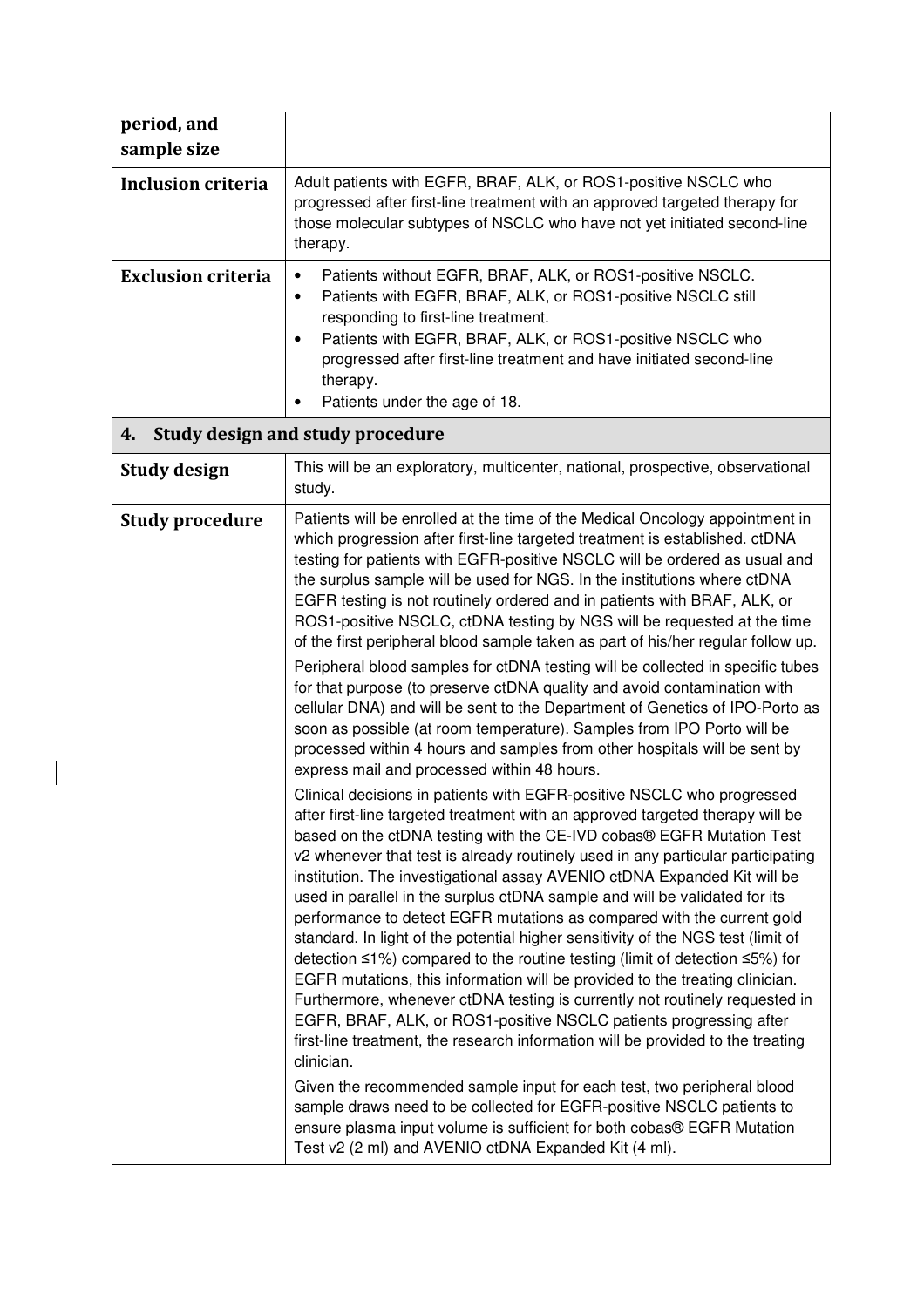| period, and sample size | |
|---|---|
| **Inclusion criteria** | Adult patients with EGFR, BRAF, ALK, or ROS1-positive NSCLC who progressed after first-line treatment with an approved targeted therapy for those molecular subtypes of NSCLC who have not yet initiated second-line therapy. |
| **Exclusion criteria** | • Patients without EGFR, BRAF, ALK, or ROS1-positive NSCLC.<br>• Patients with EGFR, BRAF, ALK, or ROS1-positive NSCLC still responding to first-line treatment.<br>• Patients with EGFR, BRAF, ALK, or ROS1-positive NSCLC who progressed after first-line treatment and have initiated second-line therapy.<br>• Patients under the age of 18. |
| **4. Study design and study procedure** | |
| **Study design** | This will be an exploratory, multicenter, national, prospective, observational study. |
| **Study procedure** | Patients will be enrolled at the time of the Medical Oncology appointment in which progression after first-line targeted treatment is established. ctDNA testing for patients with EGFR-positive NSCLC will be ordered as usual and the surplus sample will be used for NGS. In the institutions where ctDNA EGFR testing is not routinely ordered and in patients with BRAF, ALK, or ROS1-positive NSCLC, ctDNA testing by NGS will be requested at the time of the first peripheral blood sample taken as part of his/her regular follow up.<br><br>Peripheral blood samples for ctDNA testing will be collected in specific tubes for that purpose (to preserve ctDNA quality and avoid contamination with cellular DNA) and will be sent to the Department of Genetics of IPO-Porto as soon as possible (at room temperature). Samples from IPO Porto will be processed within 4 hours and samples from other hospitals will be sent by express mail and processed within 48 hours.<br><br>Clinical decisions in patients with EGFR-positive NSCLC who progressed after first-line targeted treatment with an approved targeted therapy will be based on the ctDNA testing with the CE-IVD cobas® EGFR Mutation Test v2 whenever that test is already routinely used in any particular participating institution. The investigational assay AVENIO ctDNA Expanded Kit will be used in parallel in the surplus ctDNA sample and will be validated for its performance to detect EGFR mutations as compared with the current gold standard. In light of the potential higher sensitivity of the NGS test (limit of detection ≤1%) compared to the routine testing (limit of detection ≤5%) for EGFR mutations, this information will be provided to the treating clinician. Furthermore, whenever ctDNA testing is currently not routinely requested in EGFR, BRAF, ALK, or ROS1-positive NSCLC patients progressing after first-line treatment, the research information will be provided to the treating clinician.<br><br>Given the recommended sample input for each test, two peripheral blood sample draws need to be collected for EGFR-positive NSCLC patients to ensure plasma input volume is sufficient for both cobas® EGFR Mutation Test v2 (2 ml) and AVENIO ctDNA Expanded Kit (4 ml). |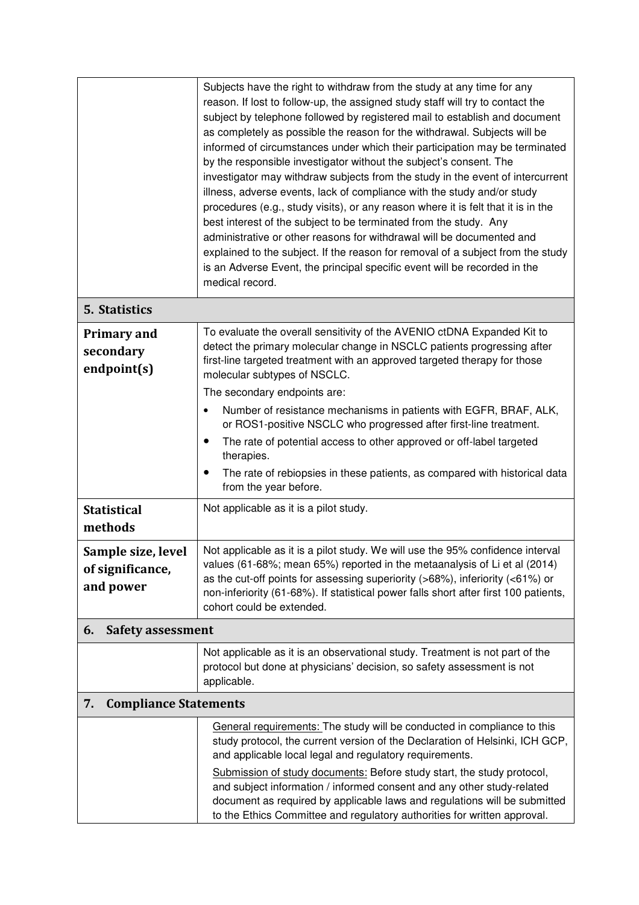| | |
|---|---|
| | Subjects have the right to withdraw from the study at any time for any reason. If lost to follow-up, the assigned study staff will try to contact the subject by telephone followed by registered mail to establish and document as completely as possible the reason for the withdrawal. Subjects will be informed of circumstances under which their participation may be terminated by the responsible investigator without the subject's consent. The investigator may withdraw subjects from the study in the event of intercurrent illness, adverse events, lack of compliance with the study and/or study procedures (e.g., study visits), or any reason where it is felt that it is in the best interest of the subject to be terminated from the study. Any administrative or other reasons for withdrawal will be documented and explained to the subject. If the reason for removal of a subject from the study is an Adverse Event, the principal specific event will be recorded in the medical record. |
| **5. Statistics** | |
| **Primary and secondary endpoint(s)** | To evaluate the overall sensitivity of the AVENIO ctDNA Expanded Kit to detect the primary molecular change in NSCLC patients progressing after first-line targeted treatment with an approved targeted therapy for those molecular subtypes of NSCLC.<br>The secondary endpoints are:<br>• Number of resistance mechanisms in patients with EGFR, BRAF, ALK, or ROS1-positive NSCLC who progressed after first-line treatment.<br>• The rate of potential access to other approved or off-label targeted therapies.<br>• The rate of rebiopsies in these patients, as compared with historical data from the year before. |
| **Statistical methods** | Not applicable as it is a pilot study. |
| **Sample size, level of significance, and power** | Not applicable as it is a pilot study. We will use the 95% confidence interval values (61-68%; mean 65%) reported in the metaanalysis of Li et al (2014) as the cut-off points for assessing superiority (>68%), inferiority (<61%) or non-inferiority (61-68%). If statistical power falls short after first 100 patients, cohort could be extended. |
| **6. Safety assessment** | |
| | Not applicable as it is an observational study. Treatment is not part of the protocol but done at physicians' decision, so safety assessment is not applicable. |
| **7. Compliance Statements** | |
| | General requirements: The study will be conducted in compliance to this study protocol, the current version of the Declaration of Helsinki, ICH GCP, and applicable local legal and regulatory requirements.<br>Submission of study documents: Before study start, the study protocol, and subject information / informed consent and any other study-related document as required by applicable laws and regulations will be submitted to the Ethics Committee and regulatory authorities for written approval. |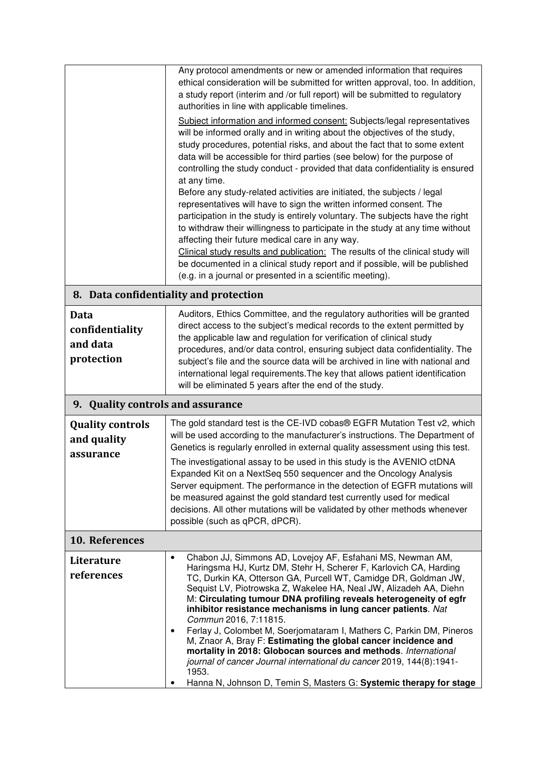| | |
|---|---|
| | Any protocol amendments or new or amended information that requires ethical consideration will be submitted for written approval, too. In addition, a study report (interim and /or full report) will be submitted to regulatory authorities in line with applicable timelines.<br><br>Subject information and informed consent: Subjects/legal representatives will be informed orally and in writing about the objectives of the study, study procedures, potential risks, and about the fact that to some extent data will be accessible for third parties (see below) for the purpose of controlling the study conduct - provided that data confidentiality is ensured at any time.<br>Before any study-related activities are initiated, the subjects / legal representatives will have to sign the written informed consent. The participation in the study is entirely voluntary. The subjects have the right to withdraw their willingness to participate in the study at any time without affecting their future medical care in any way.<br>Clinical study results and publication: The results of the clinical study will be documented in a clinical study report and if possible, will be published (e.g. in a journal or presented in a scientific meeting). |

## 8. Data confidentiality and protection

| | |
|---|---|
| **Data confidentiality and data protection** | Auditors, Ethics Committee, and the regulatory authorities will be granted direct access to the subject's medical records to the extent permitted by the applicable law and regulation for verification of clinical study procedures, and/or data control, ensuring subject data confidentiality. The subject's file and the source data will be archived in line with national and international legal requirements.The key that allows patient identification will be eliminated 5 years after the end of the study. |

## 9. Quality controls and assurance

| | |
|---|---|
| **Quality controls and quality assurance** | The gold standard test is the CE-IVD cobas® EGFR Mutation Test v2, which will be used according to the manufacturer's instructions. The Department of Genetics is regularly enrolled in external quality assessment using this test.<br><br>The investigational assay to be used in this study is the AVENIO ctDNA Expanded Kit on a NextSeq 550 sequencer and the Oncology Analysis Server equipment. The performance in the detection of EGFR mutations will be measured against the gold standard test currently used for medical decisions. All other mutations will be validated by other methods whenever possible (such as qPCR, dPCR). |

## 10. References

| | |
|---|---|
| **Literature references** | • Chabon JJ, Simmons AD, Lovejoy AF, Esfahani MS, Newman AM, Haringsma HJ, Kurtz DM, Stehr H, Scherer F, Karlovich CA, Harding TC, Durkin KA, Otterson GA, Purcell WT, Camidge DR, Goldman JW, Sequist LV, Piotrowska Z, Wakelee HA, Neal JW, Alizadeh AA, Diehn M: **Circulating tumour DNA profiling reveals heterogeneity of egfr inhibitor resistance mechanisms in lung cancer patients**. *Nat Commun* 2016, 7:11815.<br>• Ferlay J, Colombet M, Soerjomataram I, Mathers C, Parkin DM, Pineros M, Znaor A, Bray F: **Estimating the global cancer incidence and mortality in 2018: Globocan sources and methods**. *International journal of cancer Journal international du cancer* 2019, 144(8):1941-1953.<br>• Hanna N, Johnson D, Temin S, Masters G: **Systemic therapy for stage** |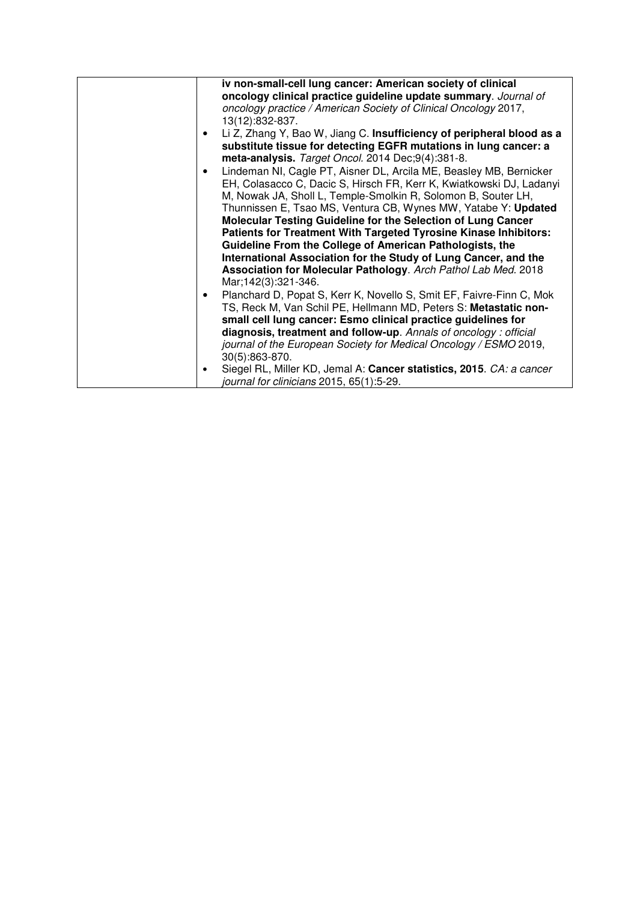| | |
|---|---|
| | **iv non-small-cell lung cancer: American society of clinical oncology clinical practice guideline update summary**. *Journal of oncology practice / American Society of Clinical Oncology* 2017, 13(12):832-837.<br>• Li Z, Zhang Y, Bao W, Jiang C. **Insufficiency of peripheral blood as a substitute tissue for detecting EGFR mutations in lung cancer: a meta-analysis.** *Target Oncol.* 2014 Dec;9(4):381-8.<br>• Lindeman NI, Cagle PT, Aisner DL, Arcila ME, Beasley MB, Bernicker EH, Colasacco C, Dacic S, Hirsch FR, Kerr K, Kwiatkowski DJ, Ladanyi M, Nowak JA, Sholl L, Temple-Smolkin R, Solomon B, Souter LH, Thunnissen E, Tsao MS, Ventura CB, Wynes MW, Yatabe Y: **Updated Molecular Testing Guideline for the Selection of Lung Cancer Patients for Treatment With Targeted Tyrosine Kinase Inhibitors: Guideline From the College of American Pathologists, the International Association for the Study of Lung Cancer, and the Association for Molecular Pathology**. *Arch Pathol Lab Med.* 2018 Mar;142(3):321-346.<br>• Planchard D, Popat S, Kerr K, Novello S, Smit EF, Faivre-Finn C, Mok TS, Reck M, Van Schil PE, Hellmann MD, Peters S: **Metastatic non-small cell lung cancer: Esmo clinical practice guidelines for diagnosis, treatment and follow-up**. *Annals of oncology : official journal of the European Society for Medical Oncology / ESMO* 2019, 30(5):863-870.<br>• Siegel RL, Miller KD, Jemal A: **Cancer statistics, 2015**. *CA: a cancer journal for clinicians* 2015, 65(1):5-29. |